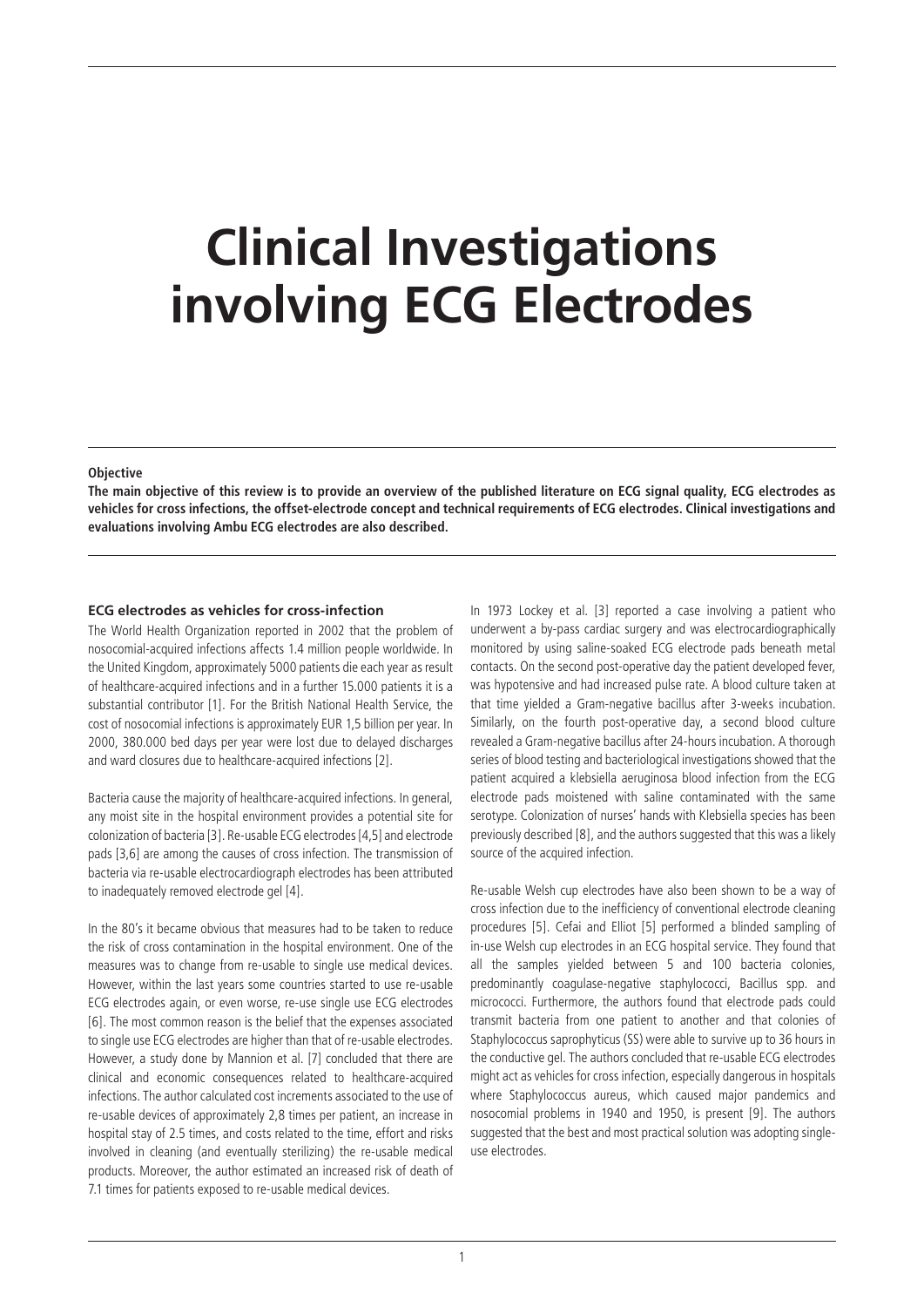# Clinical Investigations involving ECG Electrodes

**Objective**

**The main objective of this review is to provide an overview of the published literature on ECG signal quality, ECG electrodes as vehicles for cross infections, the offset-electrode concept and technical requirements of ECG electrodes. Clinical investigations and evaluations involving Ambu ECG electrodes are also described.**

### ECG electrodes as vehicles for cross-infection

The World Health Organization reported in 2002 that the problem of nosocomial-acquired infections affects 1.4 million people worldwide. In the United Kingdom, approximately 5000 patients die each year as result of healthcare-acquired infections and in a further 15.000 patients it is a substantial contributor [1]. For the British National Health Service, the cost of nosocomial infections is approximately EUR 1,5 billion per year. In 2000, 380.000 bed days per year were lost due to delayed discharges and ward closures due to healthcare-acquired infections [2].

Bacteria cause the majority of healthcare-acquired infections. In general, any moist site in the hospital environment provides a potential site for colonization of bacteria [3]. Re-usable ECG electrodes [4,5] and electrode pads [3,6] are among the causes of cross infection. The transmission of bacteria via re-usable electrocardiograph electrodes has been attributed to inadequately removed electrode gel [4].

In the 80's it became obvious that measures had to be taken to reduce the risk of cross contamination in the hospital environment. One of the measures was to change from re-usable to single use medical devices. However, within the last years some countries started to use re-usable ECG electrodes again, or even worse, re-use single use ECG electrodes [6]. The most common reason is the belief that the expenses associated to single use ECG electrodes are higher than that of re-usable electrodes. However, a study done by Mannion et al. [7] concluded that there are clinical and economic consequences related to healthcare-acquired infections. The author calculated cost increments associated to the use of re-usable devices of approximately 2,8 times per patient, an increase in hospital stay of 2.5 times, and costs related to the time, effort and risks involved in cleaning (and eventually sterilizing) the re-usable medical products. Moreover, the author estimated an increased risk of death of 7.1 times for patients exposed to re-usable medical devices.

In 1973 Lockey et al. [3] reported a case involving a patient who underwent a by-pass cardiac surgery and was electrocardiographically monitored by using saline-soaked ECG electrode pads beneath metal contacts. On the second post-operative day the patient developed fever, was hypotensive and had increased pulse rate. A blood culture taken at that time yielded a Gram-negative bacillus after 3-weeks incubation. Similarly, on the fourth post-operative day, a second blood culture revealed a Gram-negative bacillus after 24-hours incubation. A thorough series of blood testing and bacteriological investigations showed that the patient acquired a klebsiella aeruginosa blood infection from the ECG electrode pads moistened with saline contaminated with the same serotype. Colonization of nurses' hands with Klebsiella species has been previously described [8], and the authors suggested that this was a likely source of the acquired infection.

Re-usable Welsh cup electrodes have also been shown to be a way of cross infection due to the inefficiency of conventional electrode cleaning procedures [5]. Cefai and Elliot [5] performed a blinded sampling of in-use Welsh cup electrodes in an ECG hospital service. They found that all the samples yielded between 5 and 100 bacteria colonies, predominantly coagulase-negative staphylococci, Bacillus spp. and micrococci. Furthermore, the authors found that electrode pads could transmit bacteria from one patient to another and that colonies of Staphylococcus saprophyticus (SS) were able to survive up to 36 hours in the conductive gel. The authors concluded that re-usable ECG electrodes might act as vehicles for cross infection, especially dangerous in hospitals where Staphylococcus aureus, which caused major pandemics and nosocomial problems in 1940 and 1950, is present [9]. The authors suggested that the best and most practical solution was adopting single-use electrodes.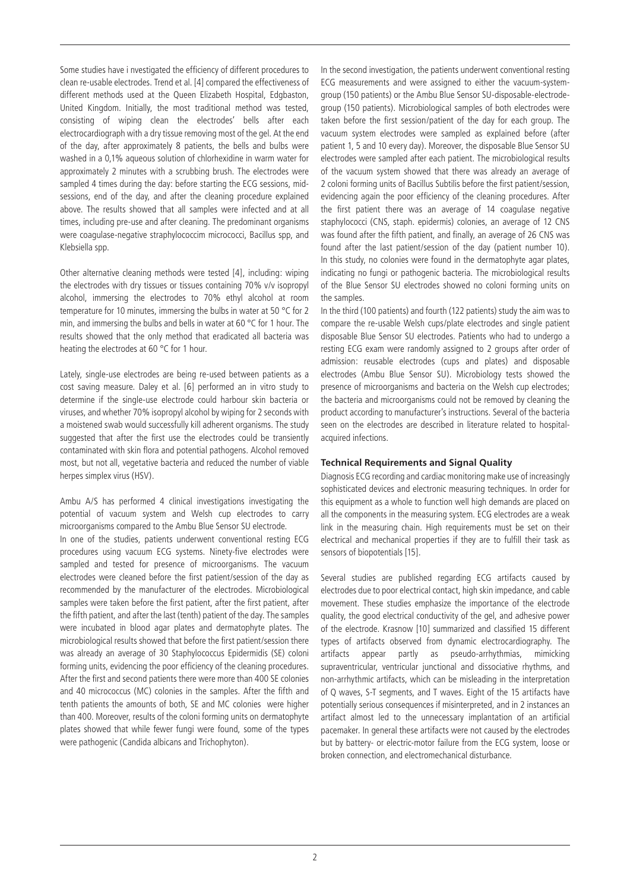Some studies have i nvestigated the efficiency of different procedures to clean re-usable electrodes. Trend et al. [4] compared the effectiveness of different methods used at the Queen Elizabeth Hospital, Edgbaston, United Kingdom. Initially, the most traditional method was tested, consisting of wiping clean the electrodes' bells after each electrocardiograph with a dry tissue removing most of the gel. At the end of the day, after approximately 8 patients, the bells and bulbs were washed in a 0,1% aqueous solution of chlorhexidine in warm water for approximately 2 minutes with a scrubbing brush. The electrodes were sampled 4 times during the day: before starting the ECG sessions, mid-sessions, end of the day, and after the cleaning procedure explained above. The results showed that all samples were infected and at all times, including pre-use and after cleaning. The predominant organisms were coagulase-negative straphylococcim micrococci, Bacillus spp, and Klebsiella spp.

Other alternative cleaning methods were tested [4], including: wiping the electrodes with dry tissues or tissues containing 70% v/v isopropyl alcohol, immersing the electrodes to 70% ethyl alcohol at room temperature for 10 minutes, immersing the bulbs in water at 50 °C for 2 min, and immersing the bulbs and bells in water at 60 °C for 1 hour. The results showed that the only method that eradicated all bacteria was heating the electrodes at 60 °C for 1 hour.

Lately, single-use electrodes are being re-used between patients as a cost saving measure. Daley et al. [6] performed an in vitro study to determine if the single-use electrode could harbour skin bacteria or viruses, and whether 70% isopropyl alcohol by wiping for 2 seconds with a moistened swab would successfully kill adherent organisms. The study suggested that after the first use the electrodes could be transiently contaminated with skin flora and potential pathogens. Alcohol removed most, but not all, vegetative bacteria and reduced the number of viable herpes simplex virus (HSV).

Ambu A/S has performed 4 clinical investigations investigating the potential of vacuum system and Welsh cup electrodes to carry microorganisms compared to the Ambu Blue Sensor SU electrode.

In one of the studies, patients underwent conventional resting ECG procedures using vacuum ECG systems. Ninety-five electrodes were sampled and tested for presence of microorganisms. The vacuum electrodes were cleaned before the first patient/session of the day as recommended by the manufacturer of the electrodes. Microbiological samples were taken before the first patient, after the first patient, after the fifth patient, and after the last (tenth) patient of the day. The samples were incubated in blood agar plates and dermatophyte plates. The microbiological results showed that before the first patient/session there was already an average of 30 Staphylococcus Epidermidis (SE) coloni forming units, evidencing the poor efficiency of the cleaning procedures. After the first and second patients there were more than 400 SE colonies and 40 micrococcus (MC) colonies in the samples. After the fifth and tenth patients the amounts of both, SE and MC colonies were higher than 400. Moreover, results of the coloni forming units on dermatophyte plates showed that while fewer fungi were found, some of the types were pathogenic (Candida albicans and Trichophyton).

In the second investigation, the patients underwent conventional resting ECG measurements and were assigned to either the vacuum-system-group (150 patients) or the Ambu Blue Sensor SU-disposable-electrode-group (150 patients). Microbiological samples of both electrodes were taken before the first session/patient of the day for each group. The vacuum system electrodes were sampled as explained before (after patient 1, 5 and 10 every day). Moreover, the disposable Blue Sensor SU electrodes were sampled after each patient. The microbiological results of the vacuum system showed that there was already an average of 2 coloni forming units of Bacillus Subtilis before the first patient/session, evidencing again the poor efficiency of the cleaning procedures. After the first patient there was an average of 14 coagulase negative staphylococci (CNS, staph. epidermis) colonies, an average of 12 CNS was found after the fifth patient, and finally, an average of 26 CNS was found after the last patient/session of the day (patient number 10). In this study, no colonies were found in the dermatophyte agar plates, indicating no fungi or pathogenic bacteria. The microbiological results of the Blue Sensor SU electrodes showed no coloni forming units on the samples.

In the third (100 patients) and fourth (122 patients) study the aim was to compare the re-usable Welsh cups/plate electrodes and single patient disposable Blue Sensor SU electrodes. Patients who had to undergo a resting ECG exam were randomly assigned to 2 groups after order of admission: reusable electrodes (cups and plates) and disposable electrodes (Ambu Blue Sensor SU). Microbiology tests showed the presence of microorganisms and bacteria on the Welsh cup electrodes; the bacteria and microorganisms could not be removed by cleaning the product according to manufacturer's instructions. Several of the bacteria seen on the electrodes are described in literature related to hospital-acquired infections.

### Technical Requirements and Signal Quality

Diagnosis ECG recording and cardiac monitoring make use of increasingly sophisticated devices and electronic measuring techniques. In order for this equipment as a whole to function well high demands are placed on all the components in the measuring system. ECG electrodes are a weak link in the measuring chain. High requirements must be set on their electrical and mechanical properties if they are to fulfill their task as sensors of biopotentials [15].

Several studies are published regarding ECG artifacts caused by electrodes due to poor electrical contact, high skin impedance, and cable movement. These studies emphasize the importance of the electrode quality, the good electrical conductivity of the gel, and adhesive power of the electrode. Krasnow [10] summarized and classified 15 different types of artifacts observed from dynamic electrocardiography. The artifacts appear partly as pseudo-arrhythmias, mimicking supraventricular, ventricular junctional and dissociative rhythms, and non-arrhythmic artifacts, which can be misleading in the interpretation of Q waves, S-T segments, and T waves. Eight of the 15 artifacts have potentially serious consequences if misinterpreted, and in 2 instances an artifact almost led to the unnecessary implantation of an artificial pacemaker. In general these artifacts were not caused by the electrodes but by battery- or electric-motor failure from the ECG system, loose or broken connection, and electromechanical disturbance.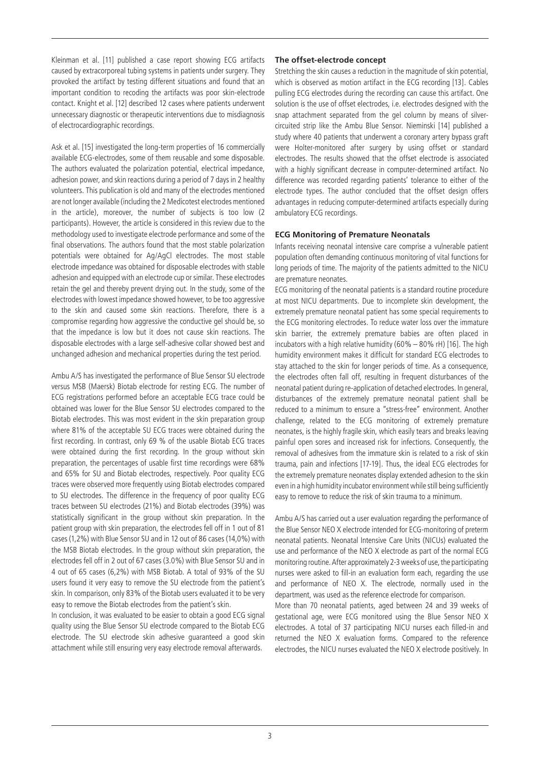Kleinman et al. [11] published a case report showing ECG artifacts caused by extracorporeal tubing systems in patients under surgery. They provoked the artifact by testing different situations and found that an important condition to recoding the artifacts was poor skin-electrode contact. Knight et al. [12] described 12 cases where patients underwent unnecessary diagnostic or therapeutic interventions due to misdiagnosis of electrocardiographic recordings.

Ask et al. [15] investigated the long-term properties of 16 commercially available ECG-electrodes, some of them reusable and some disposable. The authors evaluated the polarization potential, electrical impedance, adhesion power, and skin reactions during a period of 7 days in 2 healthy volunteers. This publication is old and many of the electrodes mentioned are not longer available (including the 2 Medicotest electrodes mentioned in the article), moreover, the number of subjects is too low (2 participants). However, the article is considered in this review due to the methodology used to investigate electrode performance and some of the final observations. The authors found that the most stable polarization potentials were obtained for Ag/AgCl electrodes. The most stable electrode impedance was obtained for disposable electrodes with stable adhesion and equipped with an electrode cup or similar. These electrodes retain the gel and thereby prevent drying out. In the study, some of the electrodes with lowest impedance showed however, to be too aggressive to the skin and caused some skin reactions. Therefore, there is a compromise regarding how aggressive the conductive gel should be, so that the impedance is low but it does not cause skin reactions. The disposable electrodes with a large self-adhesive collar showed best and unchanged adhesion and mechanical properties during the test period.

Ambu A/S has investigated the performance of Blue Sensor SU electrode versus MSB (Maersk) Biotab electrode for resting ECG. The number of ECG registrations performed before an acceptable ECG trace could be obtained was lower for the Blue Sensor SU electrodes compared to the Biotab electrodes. This was most evident in the skin preparation group where 81% of the acceptable SU ECG traces were obtained during the first recording. In contrast, only 69 % of the usable Biotab ECG traces were obtained during the first recording. In the group without skin preparation, the percentages of usable first time recordings were 68% and 65% for SU and Biotab electrodes, respectively. Poor quality ECG traces were observed more frequently using Biotab electrodes compared to SU electrodes. The difference in the frequency of poor quality ECG traces between SU electrodes (21%) and Biotab electrodes (39%) was statistically significant in the group without skin preparation. In the patient group with skin preparation, the electrodes fell off in 1 out of 81 cases (1,2%) with Blue Sensor SU and in 12 out of 86 cases (14,0%) with the MSB Biotab electrodes. In the group without skin preparation, the electrodes fell off in 2 out of 67 cases (3.0%) with Blue Sensor SU and in 4 out of 65 cases (6,2%) with MSB Biotab. A total of 93% of the SU users found it very easy to remove the SU electrode from the patient's skin. In comparison, only 83% of the Biotab users evaluated it to be very easy to remove the Biotab electrodes from the patient's skin.

In conclusion, it was evaluated to be easier to obtain a good ECG signal quality using the Blue Sensor SU electrode compared to the Biotab ECG electrode. The SU electrode skin adhesive guaranteed a good skin attachment while still ensuring very easy electrode removal afterwards.

**The offset-electrode concept**

Stretching the skin causes a reduction in the magnitude of skin potential, which is observed as motion artifact in the ECG recording [13]. Cables pulling ECG electrodes during the recording can cause this artifact. One solution is the use of offset electrodes, i.e. electrodes designed with the snap attachment separated from the gel column by means of silver-circuited strip like the Ambu Blue Sensor. Nieminski [14] published a study where 40 patients that underwent a coronary artery bypass graft were Holter-monitored after surgery by using offset or standard electrodes. The results showed that the offset electrode is associated with a highly significant decrease in computer-determined artifact. No difference was recorded regarding patients' tolerance to either of the electrode types. The author concluded that the offset design offers advantages in reducing computer-determined artifacts especially during ambulatory ECG recordings.

**ECG Monitoring of Premature Neonatals**

Infants receiving neonatal intensive care comprise a vulnerable patient population often demanding continuous monitoring of vital functions for long periods of time. The majority of the patients admitted to the NICU are premature neonates.

ECG monitoring of the neonatal patients is a standard routine procedure at most NICU departments. Due to incomplete skin development, the extremely premature neonatal patient has some special requirements to the ECG monitoring electrodes. To reduce water loss over the immature skin barrier, the extremely premature babies are often placed in incubators with a high relative humidity (60% – 80% rH) [16]. The high humidity environment makes it difficult for standard ECG electrodes to stay attached to the skin for longer periods of time. As a consequence, the electrodes often fall off, resulting in frequent disturbances of the neonatal patient during re-application of detached electrodes. In general, disturbances of the extremely premature neonatal patient shall be reduced to a minimum to ensure a "stress-free" environment. Another challenge, related to the ECG monitoring of extremely premature neonates, is the highly fragile skin, which easily tears and breaks leaving painful open sores and increased risk for infections. Consequently, the removal of adhesives from the immature skin is related to a risk of skin trauma, pain and infections [17-19]. Thus, the ideal ECG electrodes for the extremely premature neonates display extended adhesion to the skin even in a high humidity incubator environment while still being sufficiently easy to remove to reduce the risk of skin trauma to a minimum.

Ambu A/S has carried out a user evaluation regarding the performance of the Blue Sensor NEO X electrode intended for ECG-monitoring of preterm neonatal patients. Neonatal Intensive Care Units (NICUs) evaluated the use and performance of the NEO X electrode as part of the normal ECG monitoring routine. After approximately 2-3 weeks of use, the participating nurses were asked to fill-in an evaluation form each, regarding the use and performance of NEO X. The electrode, normally used in the department, was used as the reference electrode for comparison.

More than 70 neonatal patients, aged between 24 and 39 weeks of gestational age, were ECG monitored using the Blue Sensor NEO X electrodes. A total of 37 participating NICU nurses each filled-in and returned the NEO X evaluation forms. Compared to the reference electrodes, the NICU nurses evaluated the NEO X electrode positively. In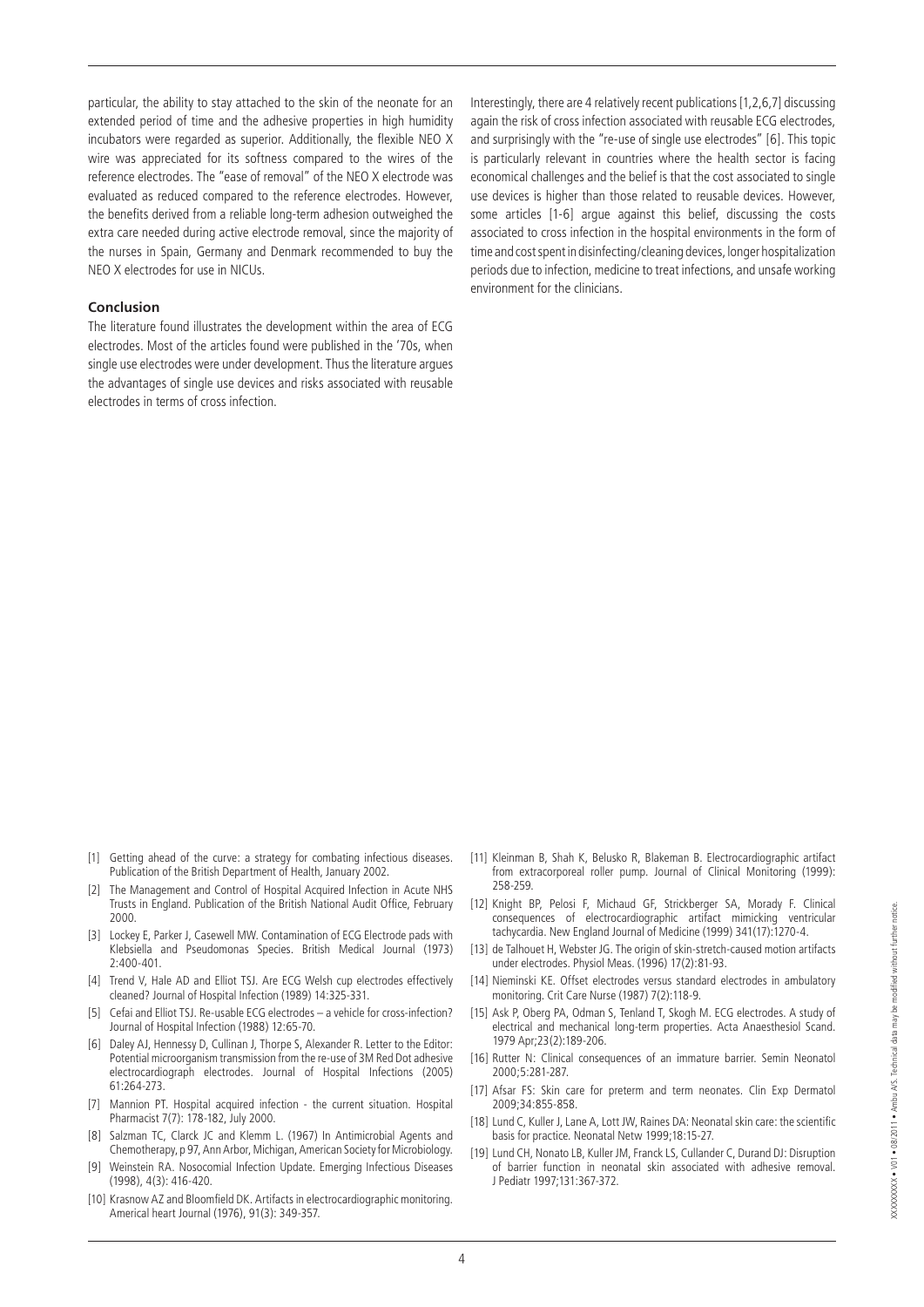particular, the ability to stay attached to the skin of the neonate for an extended period of time and the adhesive properties in high humidity incubators were regarded as superior. Additionally, the flexible NEO X wire was appreciated for its softness compared to the wires of the reference electrodes. The "ease of removal" of the NEO X electrode was evaluated as reduced compared to the reference electrodes. However, the benefits derived from a reliable long-term adhesion outweighed the extra care needed during active electrode removal, since the majority of the nurses in Spain, Germany and Denmark recommended to buy the NEO X electrodes for use in NICUs.

## Conclusion

The literature found illustrates the development within the area of ECG electrodes. Most of the articles found were published in the '70s, when single use electrodes were under development. Thus the literature argues the advantages of single use devices and risks associated with reusable electrodes in terms of cross infection.

Interestingly, there are 4 relatively recent publications [1,2,6,7] discussing again the risk of cross infection associated with reusable ECG electrodes, and surprisingly with the "re-use of single use electrodes" [6]. This topic is particularly relevant in countries where the health sector is facing economical challenges and the belief is that the cost associated to single use devices is higher than those related to reusable devices. However, some articles [1-6] argue against this belief, discussing the costs associated to cross infection in the hospital environments in the form of time and cost spent in disinfecting/cleaning devices, longer hospitalization periods due to infection, medicine to treat infections, and unsafe working environment for the clinicians.

[1] Getting ahead of the curve: a strategy for combating infectious diseases. Publication of the British Department of Health, January 2002.

[2] The Management and Control of Hospital Acquired Infection in Acute NHS Trusts in England. Publication of the British National Audit Office, February 2000.

[3] Lockey E, Parker J, Casewell MW. Contamination of ECG Electrode pads with Klebsiella and Pseudomonas Species. British Medical Journal (1973) 2:400-401.

[4] Trend V, Hale AD and Elliot TSJ. Are ECG Welsh cup electrodes effectively cleaned? Journal of Hospital Infection (1989) 14:325-331.

[5] Cefai and Elliot TSJ. Re-usable ECG electrodes – a vehicle for cross-infection? Journal of Hospital Infection (1988) 12:65-70.

[6] Daley AJ, Hennessy D, Cullinan J, Thorpe S, Alexander R. Letter to the Editor: Potential microorganism transmission from the re-use of 3M Red Dot adhesive electrocardiograph electrodes. Journal of Hospital Infections (2005) 61:264-273.

[7] Mannion PT. Hospital acquired infection - the current situation. Hospital Pharmacist 7(7): 178-182, July 2000.

[8] Salzman TC, Clarck JC and Klemm L. (1967) In Antimicrobial Agents and Chemotherapy, p 97, Ann Arbor, Michigan, American Society for Microbiology.

[9] Weinstein RA. Nosocomial Infection Update. Emerging Infectious Diseases (1998), 4(3): 416-420.

[10] Krasnow AZ and Bloomfield DK. Artifacts in electrocardiographic monitoring. Americal heart Journal (1976), 91(3): 349-357.

[11] Kleinman B, Shah K, Belusko R, Blakeman B. Electrocardiographic artifact from extracorporeal roller pump. Journal of Clinical Monitoring (1999): 258-259.

[12] Knight BP, Pelosi F, Michaud GF, Strickberger SA, Morady F. Clinical consequences of electrocardiographic artifact mimicking ventricular tachycardia. New England Journal of Medicine (1999) 341(17):1270-4.

[13] de Talhouet H, Webster JG. The origin of skin-stretch-caused motion artifacts under electrodes. Physiol Meas. (1996) 17(2):81-93.

[14] Nieminski KE. Offset electrodes versus standard electrodes in ambulatory monitoring. Crit Care Nurse (1987) 7(2):118-9.

[15] Ask P, Oberg PA, Odman S, Tenland T, Skogh M. ECG electrodes. A study of electrical and mechanical long-term properties. Acta Anaesthesiol Scand. 1979 Apr;23(2):189-206.

[16] Rutter N: Clinical consequences of an immature barrier. Semin Neonatol 2000;5:281-287.

[17] Afsar FS: Skin care for preterm and term neonates. Clin Exp Dermatol 2009;34:855-858.

[18] Lund C, Kuller J, Lane A, Lott JW, Raines DA: Neonatal skin care: the scientific basis for practice. Neonatal Netw 1999;18:15-27.

[19] Lund CH, Nonato LB, Kuller JM, Franck LS, Cullander C, Durand DJ: Disruption of barrier function in neonatal skin associated with adhesive removal. J Pediatr 1997;131:367-372.

XXXXXXXX • V01 • 08/2011 • Ambu A/S. Technical data may be modified without further notice.